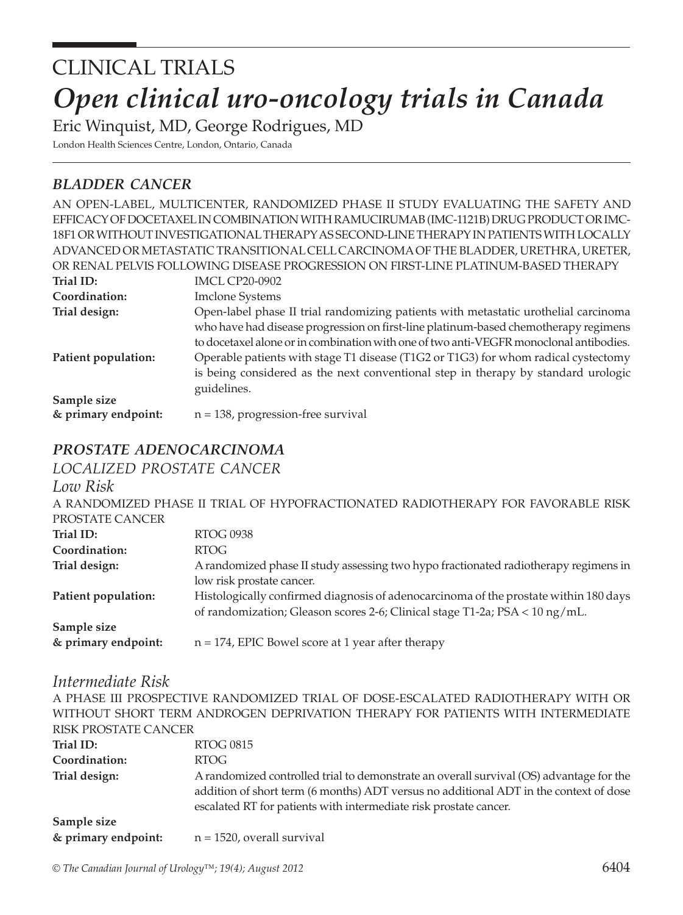# CLINICAL TRIALS

# *Open clinical uro-oncology trials in Canada*

Eric Winquist, MD, George Rodrigues, MD

London Health Sciences Centre, London, Ontario, Canada

## *BLADDER CANCER*

AN OPEN-LABEL, MULTICENTER, RANDOMIZED PHASE II STUDY EVALUATING THE SAFETY AND EFFICACY OF DOCETAXEL IN COMBINATION WITH RAMUCIRUMAB (IMC-1121B) DRUG PRODUCT OR IMC-18F1 OR WITHOUT INVESTIGATIONAL THERAPY AS SECOND-LINE THERAPY IN PATIENTS WITH LOCALLY ADVANCED OR METASTATIC TRANSITIONAL CELL CARCINOMA OF THE BLADDER, URETHRA, URETER, OR RENAL PELVIS FOLLOWING DISEASE PROGRESSION ON FIRST-LINE PLATINUM-BASED THERAPY

**Trial ID:** IMCL CP20-0902

**Coordination:** Imclone Systems

**Trial design:** Open-label phase II trial randomizing patients with metastatic urothelial carcinoma who have had disease progression on first-line platinum-based chemotherapy regimens to docetaxel alone or in combination with one of two anti-VEGFR monoclonal antibodies.

**Patient population:** Operable patients with stage T1 disease (T1G2 or T1G3) for whom radical cystectomy is being considered as the next conventional step in therapy by standard urologic guidelines.

**Sample size & primary endpoint:** n = 138, progression-free survival

## *PROSTATE ADENOCARCINOMA*

### *LOCALIZED PROSTATE CANCER*

#### *Low Risk*

A RANDOMIZED PHASE II TRIAL OF HYPOFRACTIONATED RADIOTHERAPY FOR FAVORABLE RISK PROSTATE CANCER

**Trial ID:** RTOG 0938

**Coordination:** RTOG

**Trial design:** A randomized phase II study assessing two hypo fractionated radiotherapy regimens in low risk prostate cancer.

**Patient population:** Histologically confirmed diagnosis of adenocarcinoma of the prostate within 180 days of randomization; Gleason scores 2-6; Clinical stage T1-2a; PSA < 10 ng/mL.

**Sample size & primary endpoint:** n = 174, EPIC Bowel score at 1 year after therapy

#### *Intermediate Risk*

A PHASE III PROSPECTIVE RANDOMIZED TRIAL OF DOSE-ESCALATED RADIOTHERAPY WITH OR WITHOUT SHORT TERM ANDROGEN DEPRIVATION THERAPY FOR PATIENTS WITH INTERMEDIATE RISK PROSTATE CANCER

**Trial ID:** RTOG 0815

**Coordination:** RTOG

**Trial design:** A randomized controlled trial to demonstrate an overall survival (OS) advantage for the addition of short term (6 months) ADT versus no additional ADT in the context of dose escalated RT for patients with intermediate risk prostate cancer.

**Sample size & primary endpoint:** n = 1520, overall survival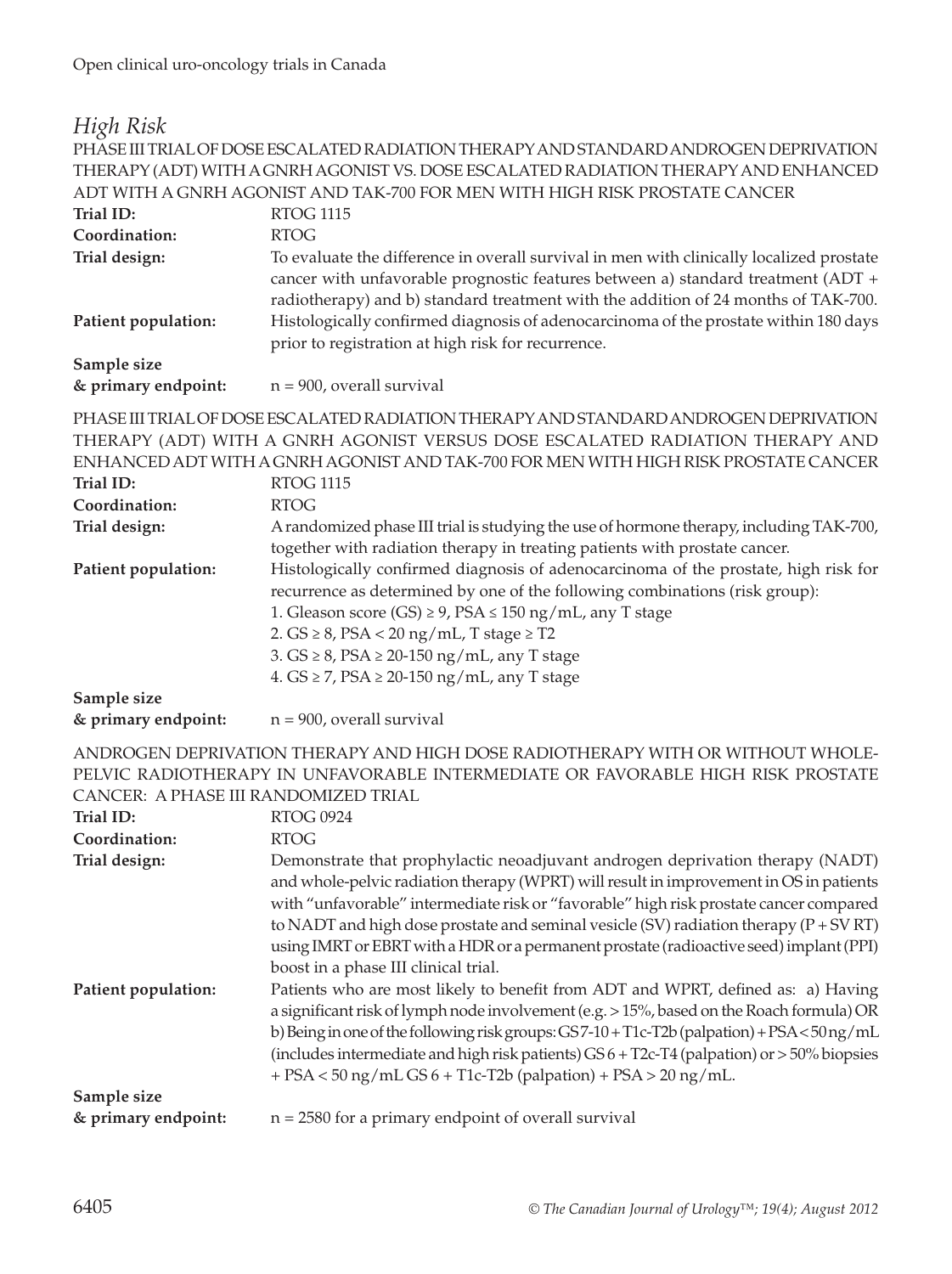## *High Risk*

PHASE III TRIAL OF DOSE ESCALATED RADIATION THERAPY AND STANDARD ANDROGEN DEPRIVATION THERAPY (ADT) WITH A GNRH AGONIST VS. DOSE ESCALATED RADIATION THERAPY AND ENHANCED ADT WITH A GNRH AGONIST AND TAK-700 FOR MEN WITH HIGH RISK PROSTATE CANCER

**Trial ID:** RTOG 1115

**Coordination:** RTOG

**Trial design:** To evaluate the difference in overall survival in men with clinically localized prostate cancer with unfavorable prognostic features between a) standard treatment (ADT + radiotherapy) and b) standard treatment with the addition of 24 months of TAK-700.

**Patient population:** Histologically confirmed diagnosis of adenocarcinoma of the prostate within 180 days prior to registration at high risk for recurrence.

**Sample size & primary endpoint:** n = 900, overall survival

PHASE III TRIAL OF DOSE ESCALATED RADIATION THERAPY AND STANDARD ANDROGEN DEPRIVATION THERAPY (ADT) WITH A GNRH AGONIST VERSUS DOSE ESCALATED RADIATION THERAPY AND ENHANCED ADT WITH A GNRH AGONIST AND TAK-700 FOR MEN WITH HIGH RISK PROSTATE CANCER

**Trial ID:** RTOG 1115

**Coordination:** RTOG

**Trial design:** A randomized phase III trial is studying the use of hormone therapy, including TAK-700, together with radiation therapy in treating patients with prostate cancer.

**Patient population:** Histologically confirmed diagnosis of adenocarcinoma of the prostate, high risk for recurrence as determined by one of the following combinations (risk group):

1. Gleason score (GS) ≥ 9, PSA ≤ 150 ng/mL, any T stage
2. GS ≥ 8, PSA < 20 ng/mL, T stage ≥ T2
3. GS ≥ 8, PSA ≥ 20-150 ng/mL, any T stage
4. GS ≥ 7, PSA ≥ 20-150 ng/mL, any T stage

**Sample size & primary endpoint:** n = 900, overall survival

ANDROGEN DEPRIVATION THERAPY AND HIGH DOSE RADIOTHERAPY WITH OR WITHOUT WHOLE-PELVIC RADIOTHERAPY IN UNFAVORABLE INTERMEDIATE OR FAVORABLE HIGH RISK PROSTATE CANCER: A PHASE III RANDOMIZED TRIAL

**Trial ID:** RTOG 0924

**Coordination:** RTOG

**Trial design:** Demonstrate that prophylactic neoadjuvant androgen deprivation therapy (NADT) and whole-pelvic radiation therapy (WPRT) will result in improvement in OS in patients with "unfavorable" intermediate risk or "favorable" high risk prostate cancer compared to NADT and high dose prostate and seminal vesicle (SV) radiation therapy (P + SV RT) using IMRT or EBRT with a HDR or a permanent prostate (radioactive seed) implant (PPI) boost in a phase III clinical trial.

**Patient population:** Patients who are most likely to benefit from ADT and WPRT, defined as: a) Having a significant risk of lymph node involvement (e.g. > 15%, based on the Roach formula) OR b) Being in one of the following risk groups: GS 7-10 + T1c-T2b (palpation) + PSA < 50 ng/mL (includes intermediate and high risk patients) GS 6 + T2c-T4 (palpation) or > 50% biopsies + PSA < 50 ng/mL GS 6 + T1c-T2b (palpation) + PSA > 20 ng/mL.

**Sample size & primary endpoint:** n = 2580 for a primary endpoint of overall survival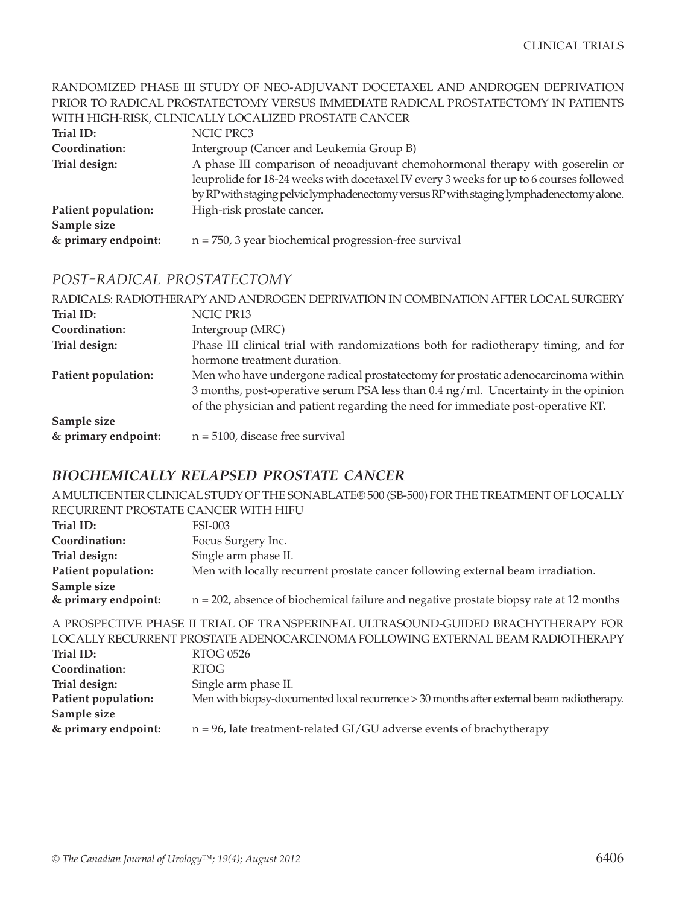RANDOMIZED PHASE III STUDY OF NEO-ADJUVANT DOCETAXEL AND ANDROGEN DEPRIVATION PRIOR TO RADICAL PROSTATECTOMY VERSUS IMMEDIATE RADICAL PROSTATECTOMY IN PATIENTS WITH HIGH-RISK, CLINICALLY LOCALIZED PROSTATE CANCER

**Trial ID:** NCIC PRC3
**Coordination:** Intergroup (Cancer and Leukemia Group B)
**Trial design:** A phase III comparison of neoadjuvant chemohormonal therapy with goserelin or leuprolide for 18-24 weeks with docetaxel IV every 3 weeks for up to 6 courses followed by RP with staging pelvic lymphadenectomy versus RP with staging lymphadenectomy alone.
**Patient population:** High-risk prostate cancer.
**Sample size & primary endpoint:** n = 750, 3 year biochemical progression-free survival

## *POST-RADICAL PROSTATECTOMY*

RADICALS: RADIOTHERAPY AND ANDROGEN DEPRIVATION IN COMBINATION AFTER LOCAL SURGERY

**Trial ID:** NCIC PR13
**Coordination:** Intergroup (MRC)
**Trial design:** Phase III clinical trial with randomizations both for radiotherapy timing, and for hormone treatment duration.
**Patient population:** Men who have undergone radical prostatectomy for prostatic adenocarcinoma within 3 months, post-operative serum PSA less than 0.4 ng/ml. Uncertainty in the opinion of the physician and patient regarding the need for immediate post-operative RT.
**Sample size & primary endpoint:** n = 5100, disease free survival

## ***BIOCHEMICALLY RELAPSED PROSTATE CANCER***

A MULTICENTER CLINICAL STUDY OF THE SONABLATE® 500 (SB-500) FOR THE TREATMENT OF LOCALLY RECURRENT PROSTATE CANCER WITH HIFU

**Trial ID:** FSI-003
**Coordination:** Focus Surgery Inc.
**Trial design:** Single arm phase II.
**Patient population:** Men with locally recurrent prostate cancer following external beam irradiation.
**Sample size & primary endpoint:** n = 202, absence of biochemical failure and negative prostate biopsy rate at 12 months

A PROSPECTIVE PHASE II TRIAL OF TRANSPERINEAL ULTRASOUND-GUIDED BRACHYTHERAPY FOR LOCALLY RECURRENT PROSTATE ADENOCARCINOMA FOLLOWING EXTERNAL BEAM RADIOTHERAPY

**Trial ID:** RTOG 0526
**Coordination:** RTOG
**Trial design:** Single arm phase II.
**Patient population:** Men with biopsy-documented local recurrence > 30 months after external beam radiotherapy.
**Sample size & primary endpoint:** n = 96, late treatment-related GI/GU adverse events of brachytherapy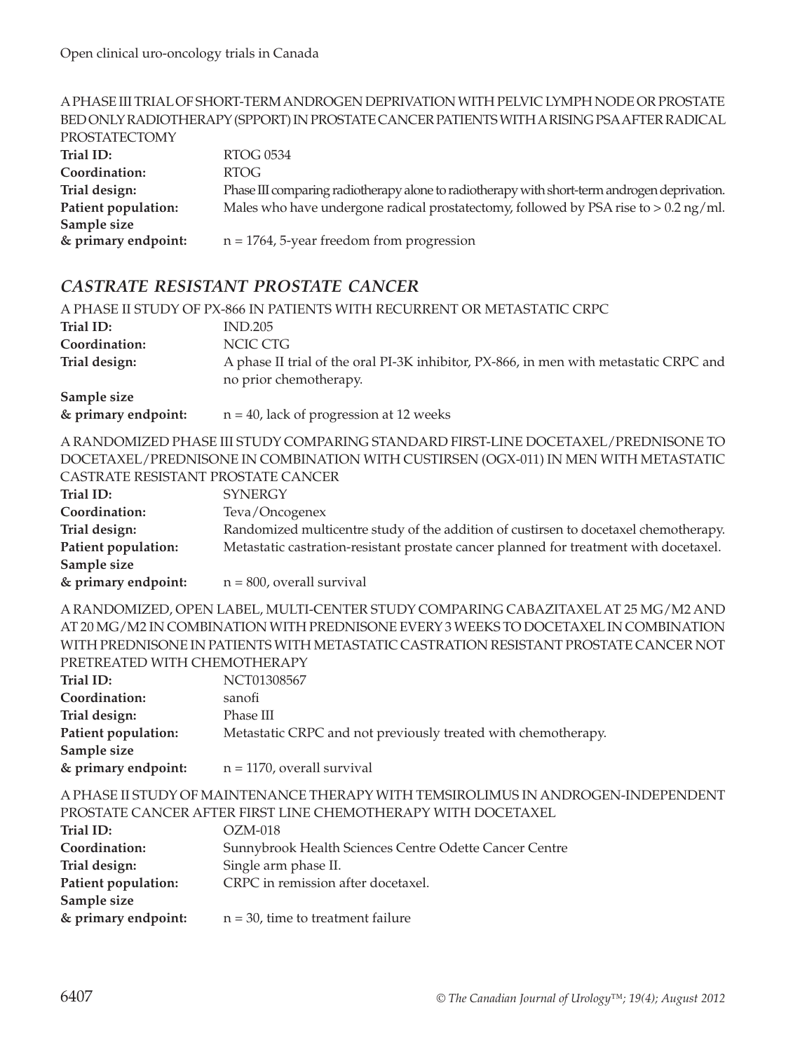A PHASE III TRIAL OF SHORT-TERM ANDROGEN DEPRIVATION WITH PELVIC LYMPH NODE OR PROSTATE BED ONLY RADIOTHERAPY (SPPORT) IN PROSTATE CANCER PATIENTS WITH A RISING PSA AFTER RADICAL PROSTATECTOMY

**Trial ID:** RTOG 0534
**Coordination:** RTOG
**Trial design:** Phase III comparing radiotherapy alone to radiotherapy with short-term androgen deprivation.
**Patient population:** Males who have undergone radical prostatectomy, followed by PSA rise to > 0.2 ng/ml.
**Sample size & primary endpoint:** n = 1764, 5-year freedom from progression

## *CASTRATE RESISTANT PROSTATE CANCER*

A PHASE II STUDY OF PX-866 IN PATIENTS WITH RECURRENT OR METASTATIC CRPC

**Trial ID:** IND.205
**Coordination:** NCIC CTG
**Trial design:** A phase II trial of the oral PI-3K inhibitor, PX-866, in men with metastatic CRPC and no prior chemotherapy.
**Sample size & primary endpoint:** n = 40, lack of progression at 12 weeks

A RANDOMIZED PHASE III STUDY COMPARING STANDARD FIRST-LINE DOCETAXEL/PREDNISONE TO DOCETAXEL/PREDNISONE IN COMBINATION WITH CUSTIRSEN (OGX-011) IN MEN WITH METASTATIC CASTRATE RESISTANT PROSTATE CANCER

**Trial ID:** SYNERGY
**Coordination:** Teva/Oncogenex
**Trial design:** Randomized multicentre study of the addition of custirsen to docetaxel chemotherapy.
**Patient population:** Metastatic castration-resistant prostate cancer planned for treatment with docetaxel.
**Sample size & primary endpoint:** n = 800, overall survival

A RANDOMIZED, OPEN LABEL, MULTI-CENTER STUDY COMPARING CABAZITAXEL AT 25 MG/M2 AND AT 20 MG/M2 IN COMBINATION WITH PREDNISONE EVERY 3 WEEKS TO DOCETAXEL IN COMBINATION WITH PREDNISONE IN PATIENTS WITH METASTATIC CASTRATION RESISTANT PROSTATE CANCER NOT PRETREATED WITH CHEMOTHERAPY

**Trial ID:** NCT01308567
**Coordination:** sanofi
**Trial design:** Phase III
**Patient population:** Metastatic CRPC and not previously treated with chemotherapy.
**Sample size & primary endpoint:** n = 1170, overall survival

A PHASE II STUDY OF MAINTENANCE THERAPY WITH TEMSIROLIMUS IN ANDROGEN-INDEPENDENT PROSTATE CANCER AFTER FIRST LINE CHEMOTHERAPY WITH DOCETAXEL

**Trial ID:** OZM-018
**Coordination:** Sunnybrook Health Sciences Centre Odette Cancer Centre
**Trial design:** Single arm phase II.
**Patient population:** CRPC in remission after docetaxel.
**Sample size & primary endpoint:** n = 30, time to treatment failure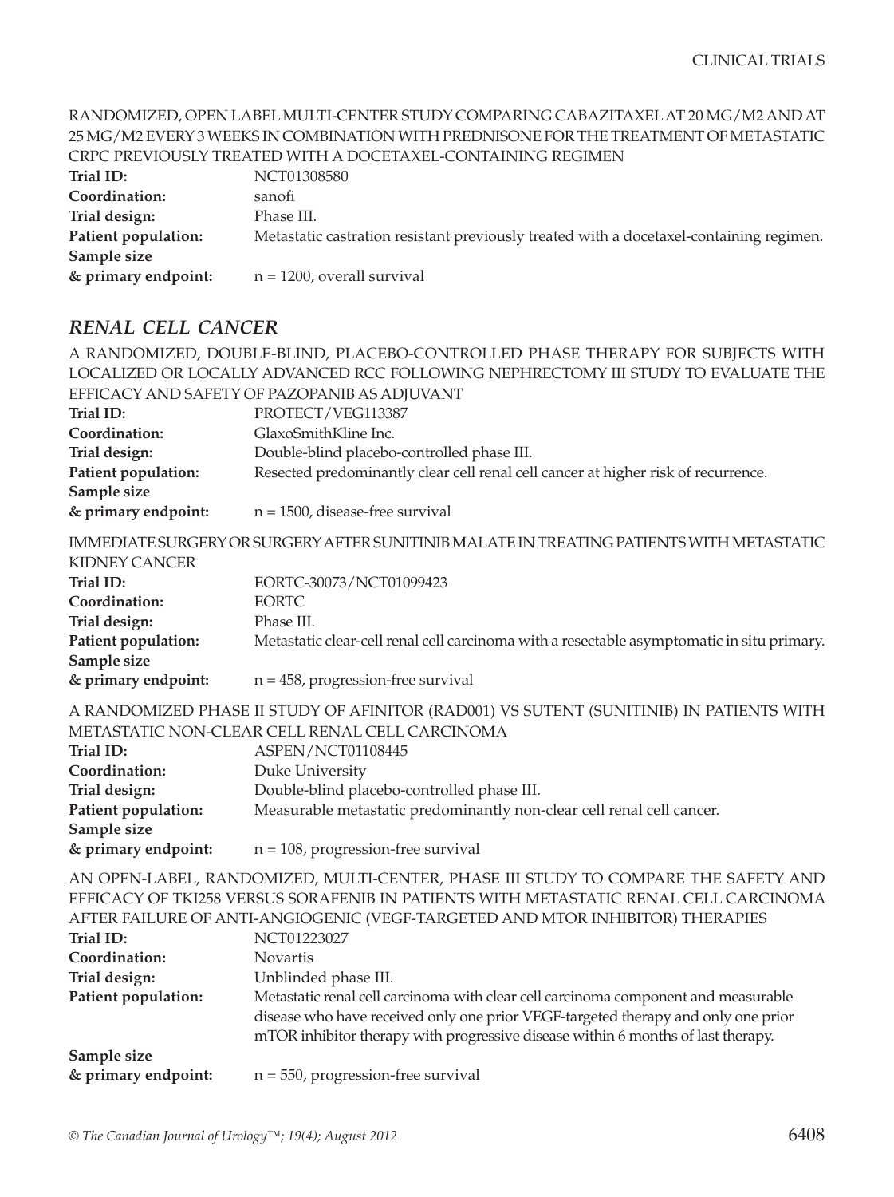RANDOMIZED, OPEN LABEL MULTI-CENTER STUDY COMPARING CABAZITAXEL AT 20 MG/M2 AND AT 25 MG/M2 EVERY 3 WEEKS IN COMBINATION WITH PREDNISONE FOR THE TREATMENT OF METASTATIC CRPC PREVIOUSLY TREATED WITH A DOCETAXEL-CONTAINING REGIMEN

**Trial ID:** NCT01308580
**Coordination:** sanofi
**Trial design:** Phase III.
**Patient population:** Metastatic castration resistant previously treated with a docetaxel-containing regimen.
**Sample size & primary endpoint:** n = 1200, overall survival

## *RENAL CELL CANCER*

A RANDOMIZED, DOUBLE-BLIND, PLACEBO-CONTROLLED PHASE THERAPY FOR SUBJECTS WITH LOCALIZED OR LOCALLY ADVANCED RCC FOLLOWING NEPHRECTOMY III STUDY TO EVALUATE THE EFFICACY AND SAFETY OF PAZOPANIB AS ADJUVANT

**Trial ID:** PROTECT/VEG113387
**Coordination:** GlaxoSmithKline Inc.
**Trial design:** Double-blind placebo-controlled phase III.
**Patient population:** Resected predominantly clear cell renal cell cancer at higher risk of recurrence.
**Sample size & primary endpoint:** n = 1500, disease-free survival

IMMEDIATE SURGERY OR SURGERY AFTER SUNITINIB MALATE IN TREATING PATIENTS WITH METASTATIC KIDNEY CANCER

**Trial ID:** EORTC-30073/NCT01099423
**Coordination:** EORTC
**Trial design:** Phase III.
**Patient population:** Metastatic clear-cell renal cell carcinoma with a resectable asymptomatic in situ primary.
**Sample size & primary endpoint:** n = 458, progression-free survival

A RANDOMIZED PHASE II STUDY OF AFINITOR (RAD001) VS SUTENT (SUNITINIB) IN PATIENTS WITH METASTATIC NON-CLEAR CELL RENAL CELL CARCINOMA

**Trial ID:** ASPEN/NCT01108445
**Coordination:** Duke University
**Trial design:** Double-blind placebo-controlled phase III.
**Patient population:** Measurable metastatic predominantly non-clear cell renal cell cancer.
**Sample size & primary endpoint:** n = 108, progression-free survival

AN OPEN-LABEL, RANDOMIZED, MULTI-CENTER, PHASE III STUDY TO COMPARE THE SAFETY AND EFFICACY OF TKI258 VERSUS SORAFENIB IN PATIENTS WITH METASTATIC RENAL CELL CARCINOMA AFTER FAILURE OF ANTI-ANGIOGENIC (VEGF-TARGETED AND MTOR INHIBITOR) THERAPIES

**Trial ID:** NCT01223027
**Coordination:** Novartis
**Trial design:** Unblinded phase III.
**Patient population:** Metastatic renal cell carcinoma with clear cell carcinoma component and measurable disease who have received only one prior VEGF-targeted therapy and only one prior mTOR inhibitor therapy with progressive disease within 6 months of last therapy.
**Sample size & primary endpoint:** n = 550, progression-free survival